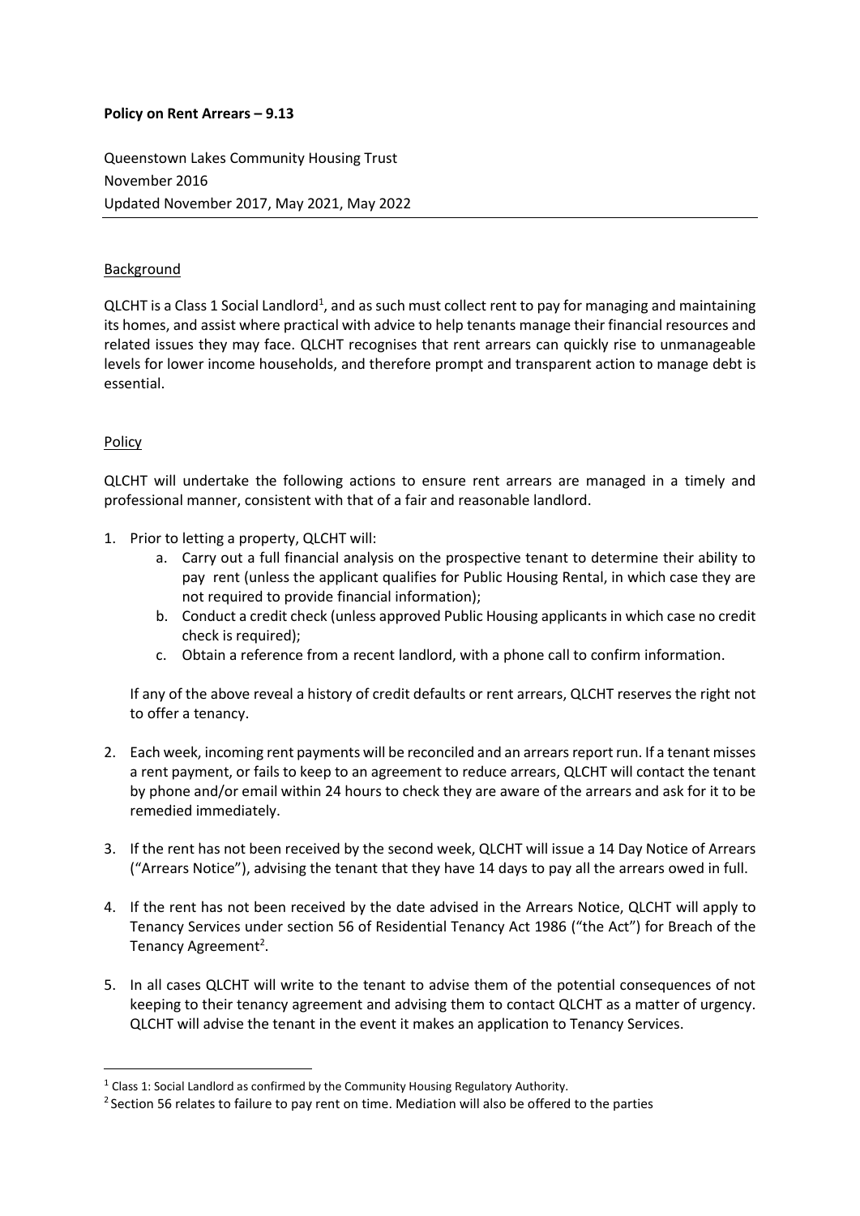**Policy on Rent Arrears – 9.13**

Queenstown Lakes Community Housing Trust
November 2016
Updated November 2017, May 2021, May 2022

---

## Background

QLCHT is a Class 1 Social Landlord[1], and as such must collect rent to pay for managing and maintaining its homes, and assist where practical with advice to help tenants manage their financial resources and related issues they may face. QLCHT recognises that rent arrears can quickly rise to unmanageable levels for lower income households, and therefore prompt and transparent action to manage debt is essential.

## Policy

QLCHT will undertake the following actions to ensure rent arrears are managed in a timely and professional manner, consistent with that of a fair and reasonable landlord.

1. Prior to letting a property, QLCHT will:
   a. Carry out a full financial analysis on the prospective tenant to determine their ability to pay rent (unless the applicant qualifies for Public Housing Rental, in which case they are not required to provide financial information);
   b. Conduct a credit check (unless approved Public Housing applicants in which case no credit check is required);
   c. Obtain a reference from a recent landlord, with a phone call to confirm information.

   If any of the above reveal a history of credit defaults or rent arrears, QLCHT reserves the right not to offer a tenancy.

2. Each week, incoming rent payments will be reconciled and an arrears report run. If a tenant misses a rent payment, or fails to keep to an agreement to reduce arrears, QLCHT will contact the tenant by phone and/or email within 24 hours to check they are aware of the arrears and ask for it to be remedied immediately.

3. If the rent has not been received by the second week, QLCHT will issue a 14 Day Notice of Arrears ("Arrears Notice"), advising the tenant that they have 14 days to pay all the arrears owed in full.

4. If the rent has not been received by the date advised in the Arrears Notice, QLCHT will apply to Tenancy Services under section 56 of Residential Tenancy Act 1986 ("the Act") for Breach of the Tenancy Agreement[2].

5. In all cases QLCHT will write to the tenant to advise them of the potential consequences of not keeping to their tenancy agreement and advising them to contact QLCHT as a matter of urgency. QLCHT will advise the tenant in the event it makes an application to Tenancy Services.

---

[1] Class 1: Social Landlord as confirmed by the Community Housing Regulatory Authority.

[2] Section 56 relates to failure to pay rent on time. Mediation will also be offered to the parties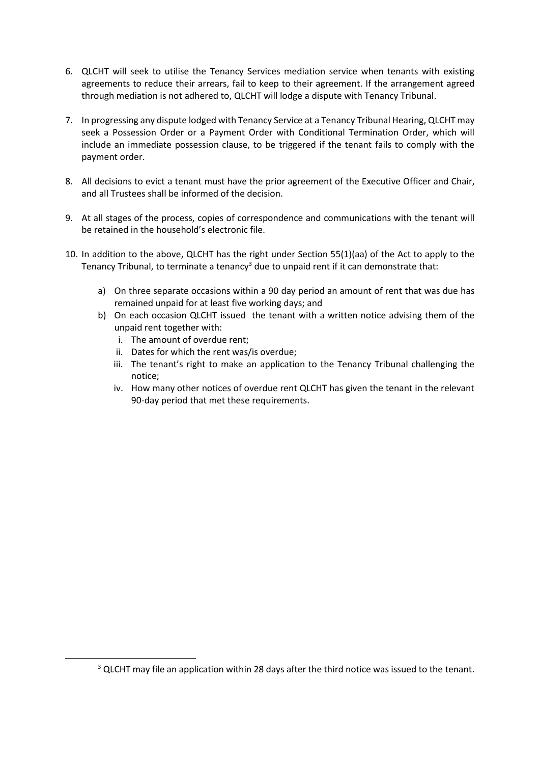6. QLCHT will seek to utilise the Tenancy Services mediation service when tenants with existing agreements to reduce their arrears, fail to keep to their agreement. If the arrangement agreed through mediation is not adhered to, QLCHT will lodge a dispute with Tenancy Tribunal.

7. In progressing any dispute lodged with Tenancy Service at a Tenancy Tribunal Hearing, QLCHT may seek a Possession Order or a Payment Order with Conditional Termination Order, which will include an immediate possession clause, to be triggered if the tenant fails to comply with the payment order.

8. All decisions to evict a tenant must have the prior agreement of the Executive Officer and Chair, and all Trustees shall be informed of the decision.

9. At all stages of the process, copies of correspondence and communications with the tenant will be retained in the household's electronic file.

10. In addition to the above, QLCHT has the right under Section 55(1)(aa) of the Act to apply to the Tenancy Tribunal, to terminate a tenancy[3] due to unpaid rent if it can demonstrate that:

    a) On three separate occasions within a 90 day period an amount of rent that was due has remained unpaid for at least five working days; and
    b) On each occasion QLCHT issued the tenant with a written notice advising them of the unpaid rent together with:
        i. The amount of overdue rent;
        ii. Dates for which the rent was/is overdue;
        iii. The tenant's right to make an application to the Tenancy Tribunal challenging the notice;
        iv. How many other notices of overdue rent QLCHT has given the tenant in the relevant 90-day period that met these requirements.

[3] QLCHT may file an application within 28 days after the third notice was issued to the tenant.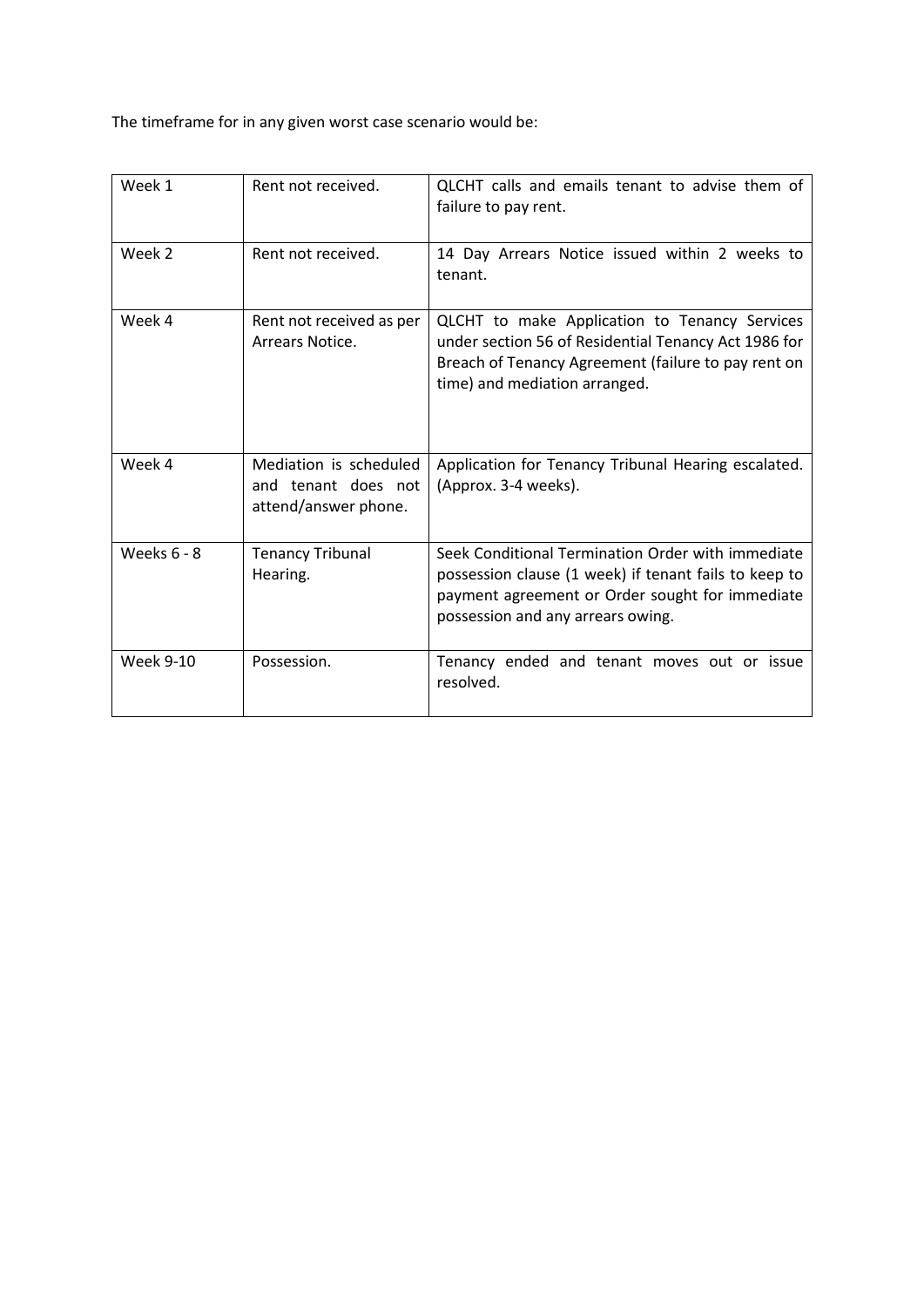The timeframe for in any given worst case scenario would be:

| | | |
|---|---|---|
| Week 1 | Rent not received. | QLCHT calls and emails tenant to advise them of failure to pay rent. |
| Week 2 | Rent not received. | 14 Day Arrears Notice issued within 2 weeks to tenant. |
| Week 4 | Rent not received as per Arrears Notice. | QLCHT to make Application to Tenancy Services under section 56 of Residential Tenancy Act 1986 for Breach of Tenancy Agreement (failure to pay rent on time) and mediation arranged. |
| Week 4 | Mediation is scheduled and tenant does not attend/answer phone. | Application for Tenancy Tribunal Hearing escalated. (Approx. 3-4 weeks). |
| Weeks 6 - 8 | Tenancy Tribunal Hearing. | Seek Conditional Termination Order with immediate possession clause (1 week) if tenant fails to keep to payment agreement or Order sought for immediate possession and any arrears owing. |
| Week 9-10 | Possession. | Tenancy ended and tenant moves out or issue resolved. |